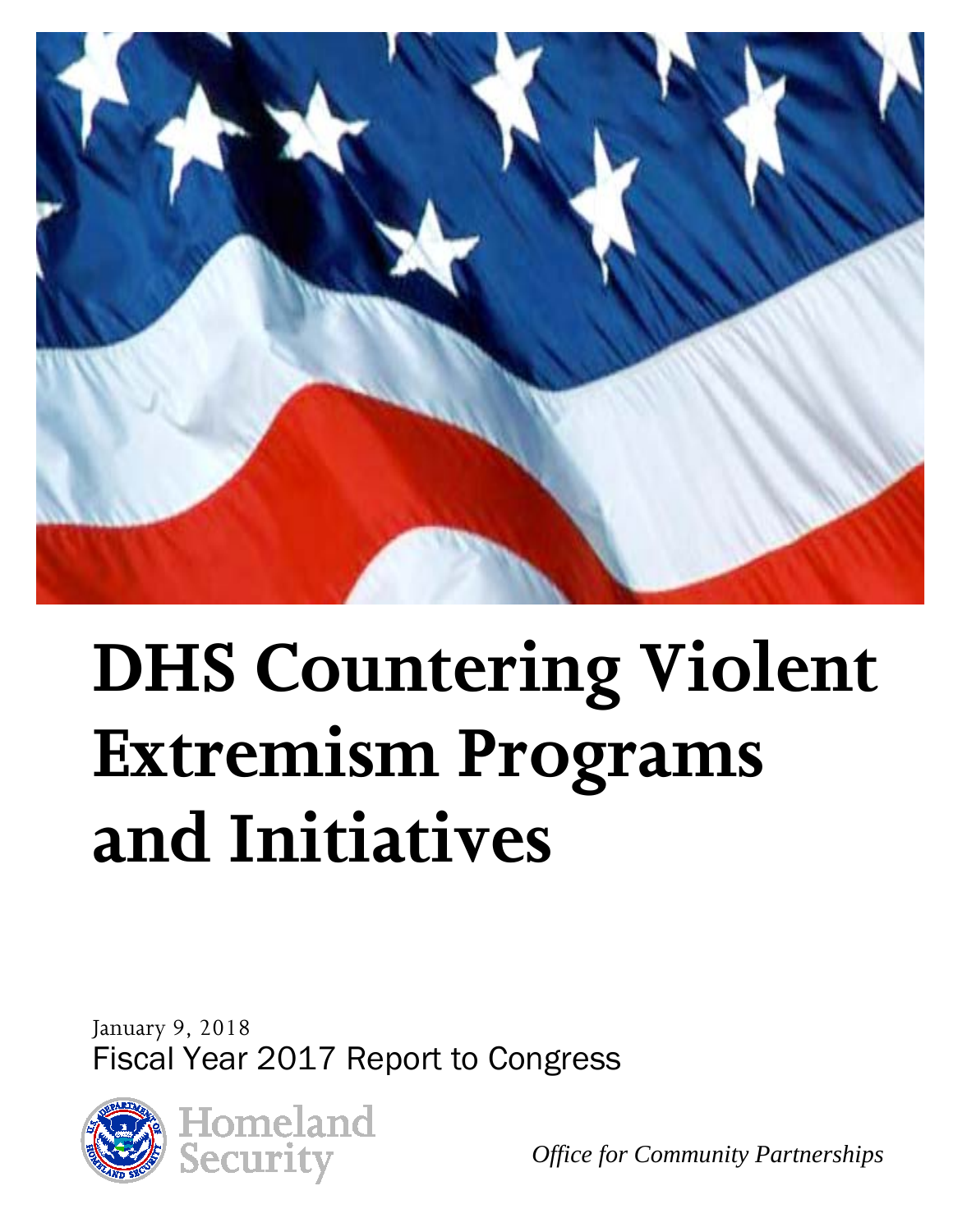# DHS Countering Violent Extremism Programs and Initiatives

January 9, 2018

Fiscal Year 2017 Report to Congress

Homeland Security

*Office for Community Partnerships*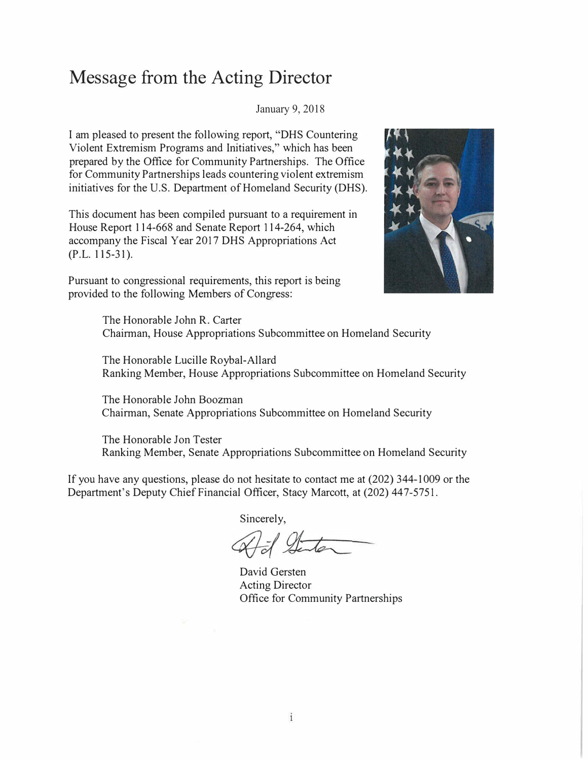# Message from the Acting Director

January 9, 2018

I am pleased to present the following report, "DHS Countering Violent Extremism Programs and Initiatives," which has been prepared by the Office for Community Partnerships. The Office for Community Partnerships leads countering violent extremism initiatives for the U.S. Department of Homeland Security (DHS).

This document has been compiled pursuant to a requirement in House Report 114-668 and Senate Report 114-264, which accompany the Fiscal Year 2017 DHS Appropriations Act (P.L. 115-31).

Pursuant to congressional requirements, this report is being provided to the following Members of Congress:

The Honorable John R. Carter
Chairman, House Appropriations Subcommittee on Homeland Security

The Honorable Lucille Roybal-Allard
Ranking Member, House Appropriations Subcommittee on Homeland Security

The Honorable John Boozman
Chairman, Senate Appropriations Subcommittee on Homeland Security

The Honorable Jon Tester
Ranking Member, Senate Appropriations Subcommittee on Homeland Security

If you have any questions, please do not hesitate to contact me at (202) 344-1009 or the Department's Deputy Chief Financial Officer, Stacy Marcott, at (202) 447-5751.

Sincerely,

David Gersten
Acting Director
Office for Community Partnerships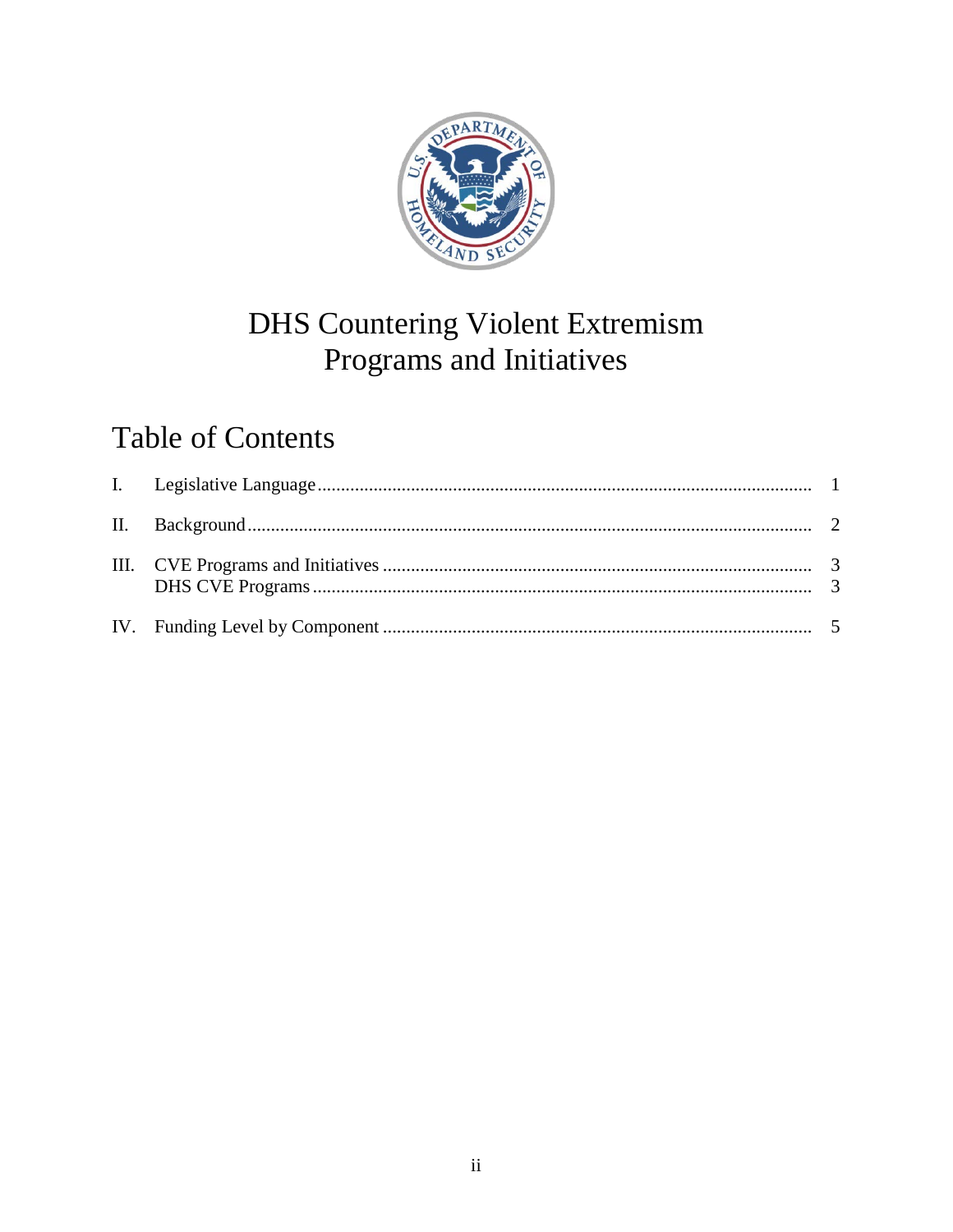# DHS Countering Violent Extremism Programs and Initiatives

## Table of Contents

| | | |
|---|---|---|
| I. | Legislative Language | 1 |
| II. | Background | 2 |
| III. | CVE Programs and Initiatives | 3 |
| | DHS CVE Programs | 3 |
| IV. | Funding Level by Component | 5 |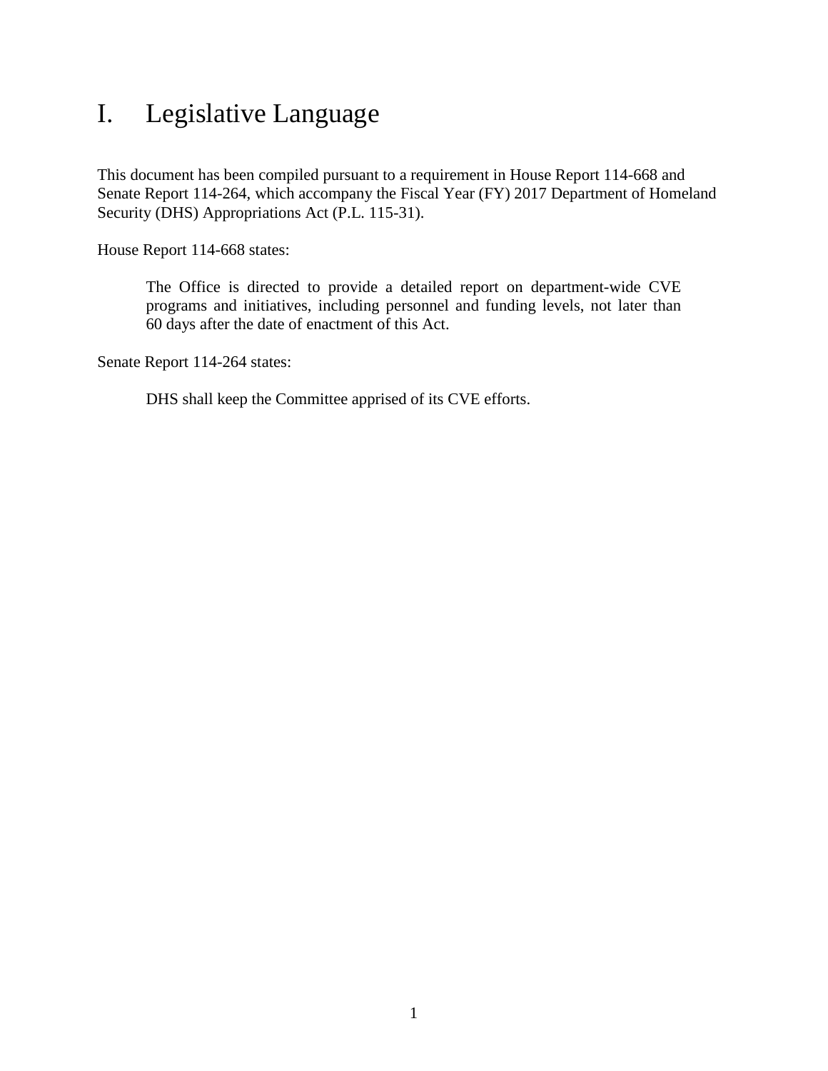# I. Legislative Language

This document has been compiled pursuant to a requirement in House Report 114-668 and Senate Report 114-264, which accompany the Fiscal Year (FY) 2017 Department of Homeland Security (DHS) Appropriations Act (P.L. 115-31).

House Report 114-668 states:

> The Office is directed to provide a detailed report on department-wide CVE programs and initiatives, including personnel and funding levels, not later than 60 days after the date of enactment of this Act.

Senate Report 114-264 states:

> DHS shall keep the Committee apprised of its CVE efforts.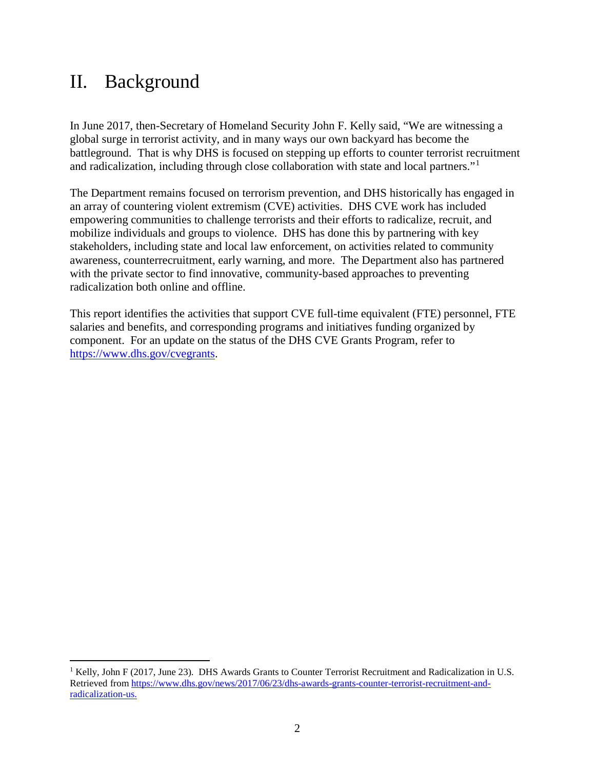# II. Background

In June 2017, then-Secretary of Homeland Security John F. Kelly said, "We are witnessing a global surge in terrorist activity, and in many ways our own backyard has become the battleground. That is why DHS is focused on stepping up efforts to counter terrorist recruitment and radicalization, including through close collaboration with state and local partners."[1]

The Department remains focused on terrorism prevention, and DHS historically has engaged in an array of countering violent extremism (CVE) activities. DHS CVE work has included empowering communities to challenge terrorists and their efforts to radicalize, recruit, and mobilize individuals and groups to violence. DHS has done this by partnering with key stakeholders, including state and local law enforcement, on activities related to community awareness, counterrecruitment, early warning, and more. The Department also has partnered with the private sector to find innovative, community-based approaches to preventing radicalization both online and offline.

This report identifies the activities that support CVE full-time equivalent (FTE) personnel, FTE salaries and benefits, and corresponding programs and initiatives funding organized by component. For an update on the status of the DHS CVE Grants Program, refer to [https://www.dhs.gov/cvegrants](https://www.dhs.gov/cvegrants).

---

[1] Kelly, John F (2017, June 23). DHS Awards Grants to Counter Terrorist Recruitment and Radicalization in U.S. Retrieved from [https://www.dhs.gov/news/2017/06/23/dhs-awards-grants-counter-terrorist-recruitment-and-radicalization-us.](https://www.dhs.gov/news/2017/06/23/dhs-awards-grants-counter-terrorist-recruitment-and-radicalization-us)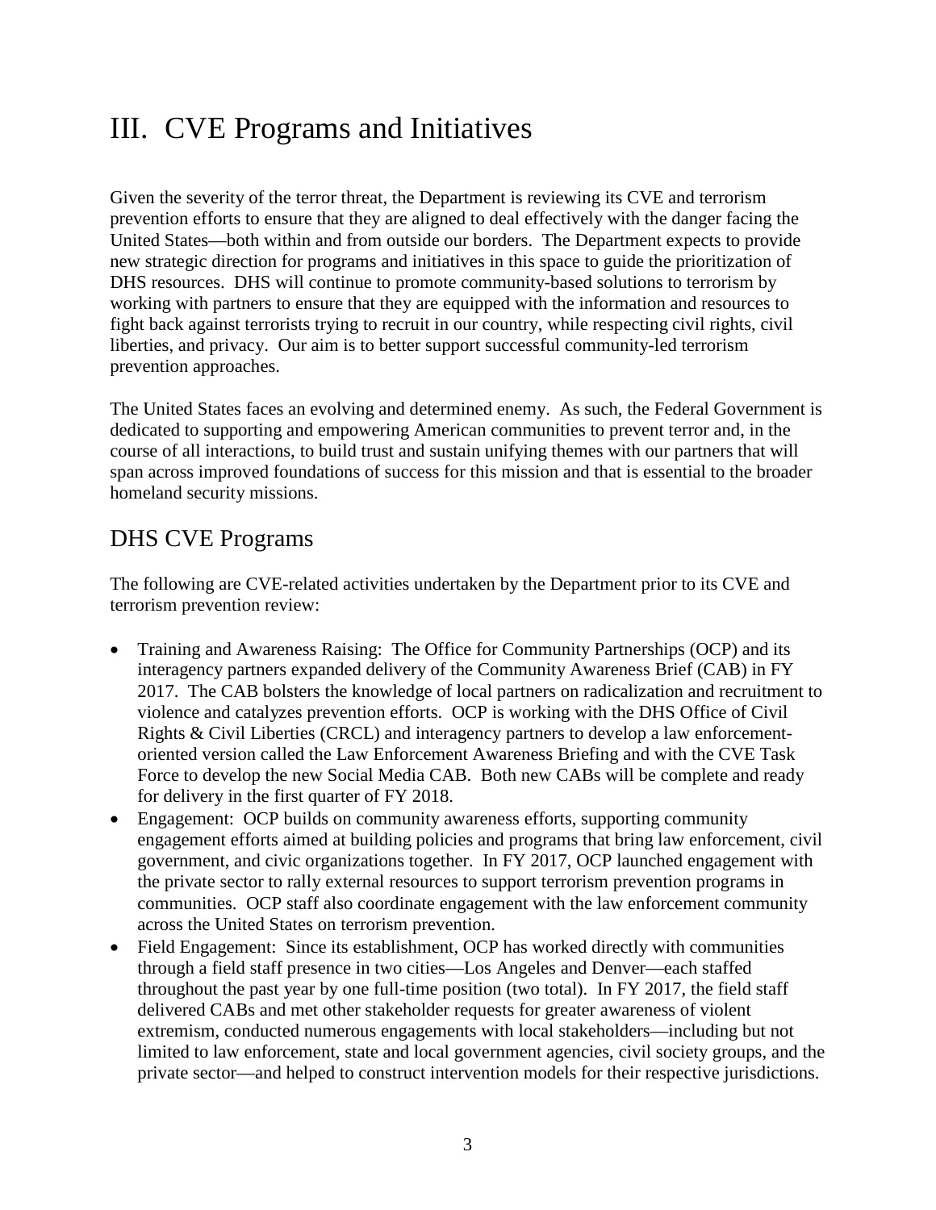# III. CVE Programs and Initiatives

Given the severity of the terror threat, the Department is reviewing its CVE and terrorism prevention efforts to ensure that they are aligned to deal effectively with the danger facing the United States—both within and from outside our borders. The Department expects to provide new strategic direction for programs and initiatives in this space to guide the prioritization of DHS resources. DHS will continue to promote community-based solutions to terrorism by working with partners to ensure that they are equipped with the information and resources to fight back against terrorists trying to recruit in our country, while respecting civil rights, civil liberties, and privacy. Our aim is to better support successful community-led terrorism prevention approaches.

The United States faces an evolving and determined enemy. As such, the Federal Government is dedicated to supporting and empowering American communities to prevent terror and, in the course of all interactions, to build trust and sustain unifying themes with our partners that will span across improved foundations of success for this mission and that is essential to the broader homeland security missions.

## DHS CVE Programs

The following are CVE-related activities undertaken by the Department prior to its CVE and terrorism prevention review:

- Training and Awareness Raising: The Office for Community Partnerships (OCP) and its interagency partners expanded delivery of the Community Awareness Brief (CAB) in FY 2017. The CAB bolsters the knowledge of local partners on radicalization and recruitment to violence and catalyzes prevention efforts. OCP is working with the DHS Office of Civil Rights & Civil Liberties (CRCL) and interagency partners to develop a law enforcement-oriented version called the Law Enforcement Awareness Briefing and with the CVE Task Force to develop the new Social Media CAB. Both new CABs will be complete and ready for delivery in the first quarter of FY 2018.
- Engagement: OCP builds on community awareness efforts, supporting community engagement efforts aimed at building policies and programs that bring law enforcement, civil government, and civic organizations together. In FY 2017, OCP launched engagement with the private sector to rally external resources to support terrorism prevention programs in communities. OCP staff also coordinate engagement with the law enforcement community across the United States on terrorism prevention.
- Field Engagement: Since its establishment, OCP has worked directly with communities through a field staff presence in two cities—Los Angeles and Denver—each staffed throughout the past year by one full-time position (two total). In FY 2017, the field staff delivered CABs and met other stakeholder requests for greater awareness of violent extremism, conducted numerous engagements with local stakeholders—including but not limited to law enforcement, state and local government agencies, civil society groups, and the private sector—and helped to construct intervention models for their respective jurisdictions.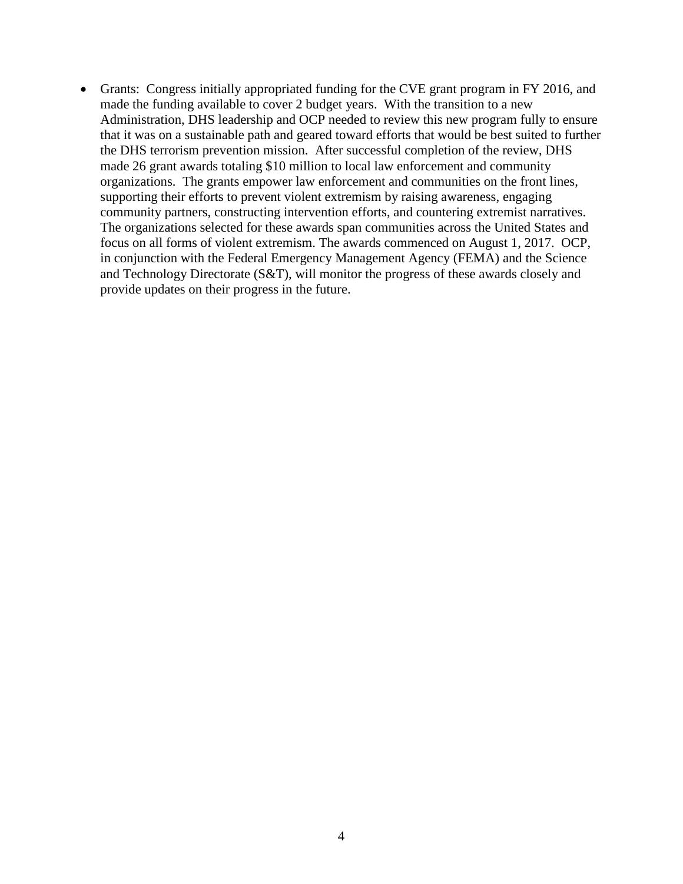- Grants: Congress initially appropriated funding for the CVE grant program in FY 2016, and made the funding available to cover 2 budget years. With the transition to a new Administration, DHS leadership and OCP needed to review this new program fully to ensure that it was on a sustainable path and geared toward efforts that would be best suited to further the DHS terrorism prevention mission. After successful completion of the review, DHS made 26 grant awards totaling $10 million to local law enforcement and community organizations. The grants empower law enforcement and communities on the front lines, supporting their efforts to prevent violent extremism by raising awareness, engaging community partners, constructing intervention efforts, and countering extremist narratives. The organizations selected for these awards span communities across the United States and focus on all forms of violent extremism. The awards commenced on August 1, 2017. OCP, in conjunction with the Federal Emergency Management Agency (FEMA) and the Science and Technology Directorate (S&T), will monitor the progress of these awards closely and provide updates on their progress in the future.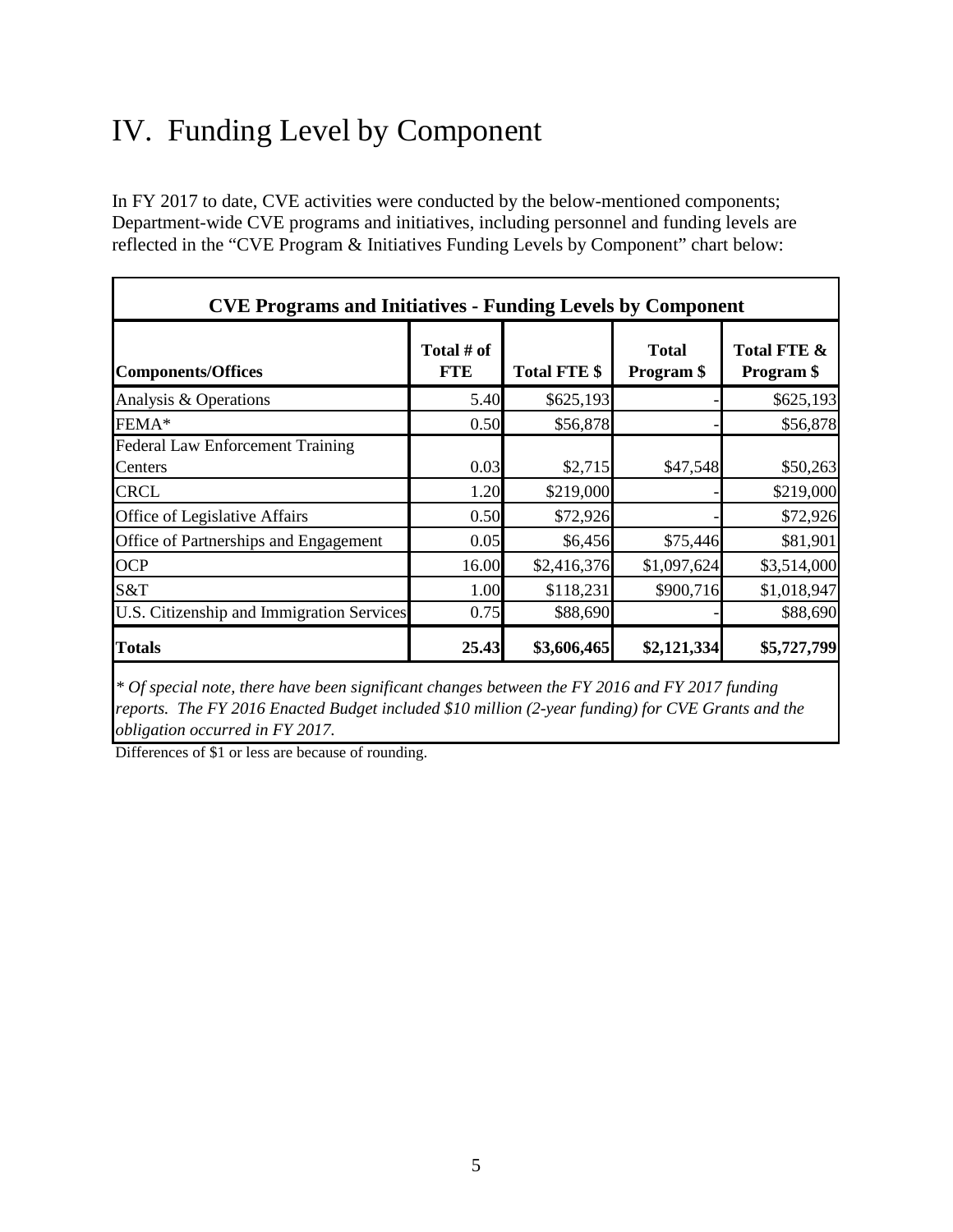# IV. Funding Level by Component

In FY 2017 to date, CVE activities were conducted by the below-mentioned components; Department-wide CVE programs and initiatives, including personnel and funding levels are reflected in the "CVE Program & Initiatives Funding Levels by Component" chart below:

**CVE Programs and Initiatives - Funding Levels by Component**

| Components/Offices | Total # of FTE | Total FTE $ | Total Program $ | Total FTE & Program $ |
|---|---|---|---|---|
| Analysis & Operations | 5.40 | $625,193 | - | $625,193 |
| FEMA* | 0.50 | $56,878 | - | $56,878 |
| Federal Law Enforcement Training Centers | 0.03 | $2,715 | $47,548 | $50,263 |
| CRCL | 1.20 | $219,000 | - | $219,000 |
| Office of Legislative Affairs | 0.50 | $72,926 | - | $72,926 |
| Office of Partnerships and Engagement | 0.05 | $6,456 | $75,446 | $81,901 |
| OCP | 16.00 | $2,416,376 | $1,097,624 | $3,514,000 |
| S&T | 1.00 | $118,231 | $900,716 | $1,018,947 |
| U.S. Citizenship and Immigration Services | 0.75 | $88,690 | - | $88,690 |
| **Totals** | **25.43** | **$3,606,465** | **$2,121,334** | **$5,727,799** |

*\* Of special note, there have been significant changes between the FY 2016 and FY 2017 funding reports. The FY 2016 Enacted Budget included $10 million (2-year funding) for CVE Grants and the obligation occurred in FY 2017.*

Differences of $1 or less are because of rounding.